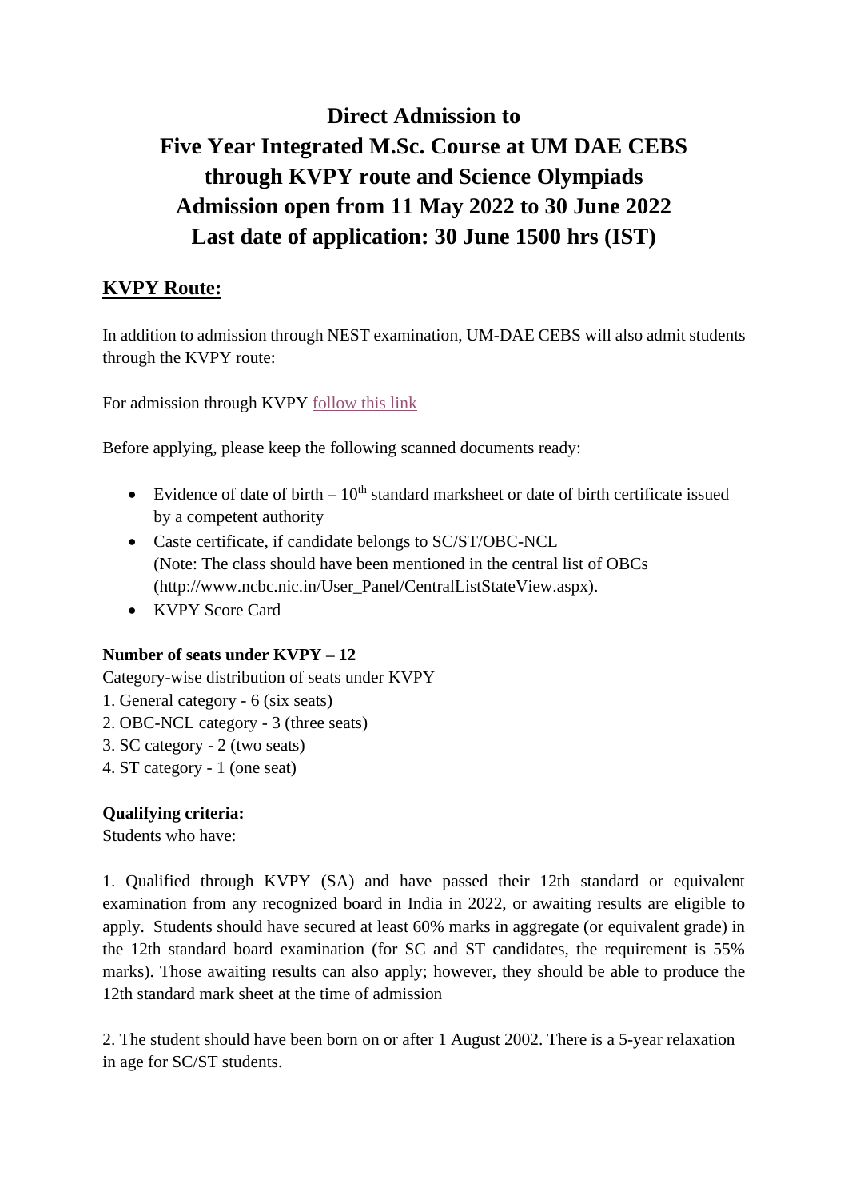# Direct Admission to
# Five Year Integrated M.Sc. Course at UM DAE CEBS
# through KVPY route and Science Olympiads
# Admission open from 11 May 2022 to 30 June 2022
# Last date of application: 30 June 1500 hrs (IST)

## KVPY Route:

In addition to admission through NEST examination, UM-DAE CEBS will also admit students through the KVPY route:

For admission through KVPY follow this link

Before applying, please keep the following scanned documents ready:

- Evidence of date of birth – 10th standard marksheet or date of birth certificate issued by a competent authority
- Caste certificate, if candidate belongs to SC/ST/OBC-NCL
  (Note: The class should have been mentioned in the central list of OBCs (http://www.ncbc.nic.in/User_Panel/CentralListStateView.aspx).
- KVPY Score Card

**Number of seats under KVPY – 12**

Category-wise distribution of seats under KVPY

1. General category - 6 (six seats)
2. OBC-NCL category - 3 (three seats)
3. SC category - 2 (two seats)
4. ST category - 1 (one seat)

**Qualifying criteria:**

Students who have:

1. Qualified through KVPY (SA) and have passed their 12th standard or equivalent examination from any recognized board in India in 2022, or awaiting results are eligible to apply. Students should have secured at least 60% marks in aggregate (or equivalent grade) in the 12th standard board examination (for SC and ST candidates, the requirement is 55% marks). Those awaiting results can also apply; however, they should be able to produce the 12th standard mark sheet at the time of admission

2. The student should have been born on or after 1 August 2002. There is a 5-year relaxation in age for SC/ST students.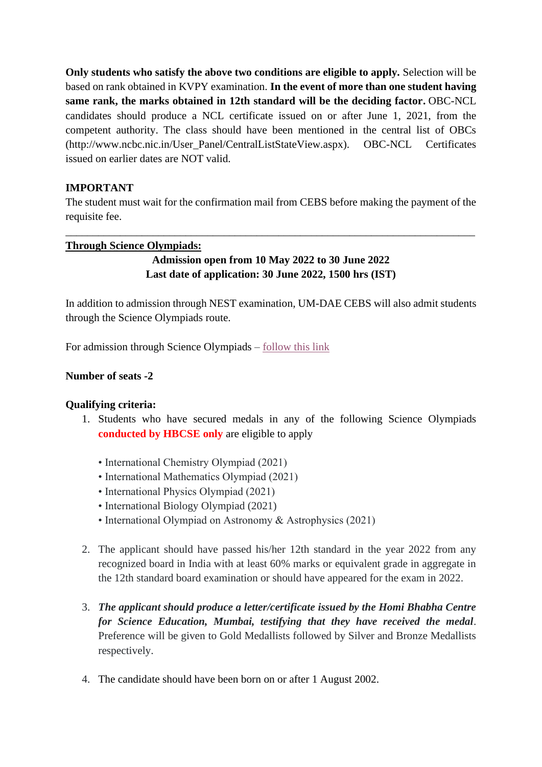**Only students who satisfy the above two conditions are eligible to apply.** Selection will be based on rank obtained in KVPY examination. **In the event of more than one student having same rank, the marks obtained in 12th standard will be the deciding factor.** OBC-NCL candidates should produce a NCL certificate issued on or after June 1, 2021, from the competent authority. The class should have been mentioned in the central list of OBCs (http://www.ncbc.nic.in/User_Panel/CentralListStateView.aspx). OBC-NCL Certificates issued on earlier dates are NOT valid.

**IMPORTANT**

The student must wait for the confirmation mail from CEBS before making the payment of the requisite fee.

---

**Through Science Olympiads:**

**Admission open from 10 May 2022 to 30 June 2022**

**Last date of application: 30 June 2022, 1500 hrs (IST)**

In addition to admission through NEST examination, UM-DAE CEBS will also admit students through the Science Olympiads route.

For admission through Science Olympiads – follow this link

**Number of seats -2**

**Qualifying criteria:**

1. Students who have secured medals in any of the following Science Olympiads **conducted by HBCSE only** are eligible to apply

   - International Chemistry Olympiad (2021)
   - International Mathematics Olympiad (2021)
   - International Physics Olympiad (2021)
   - International Biology Olympiad (2021)
   - International Olympiad on Astronomy & Astrophysics (2021)

2. The applicant should have passed his/her 12th standard in the year 2022 from any recognized board in India with at least 60% marks or equivalent grade in aggregate in the 12th standard board examination or should have appeared for the exam in 2022.

3. ***The applicant should produce a letter/certificate issued by the Homi Bhabha Centre for Science Education, Mumbai, testifying that they have received the medal***. Preference will be given to Gold Medallists followed by Silver and Bronze Medallists respectively.

4. The candidate should have been born on or after 1 August 2002.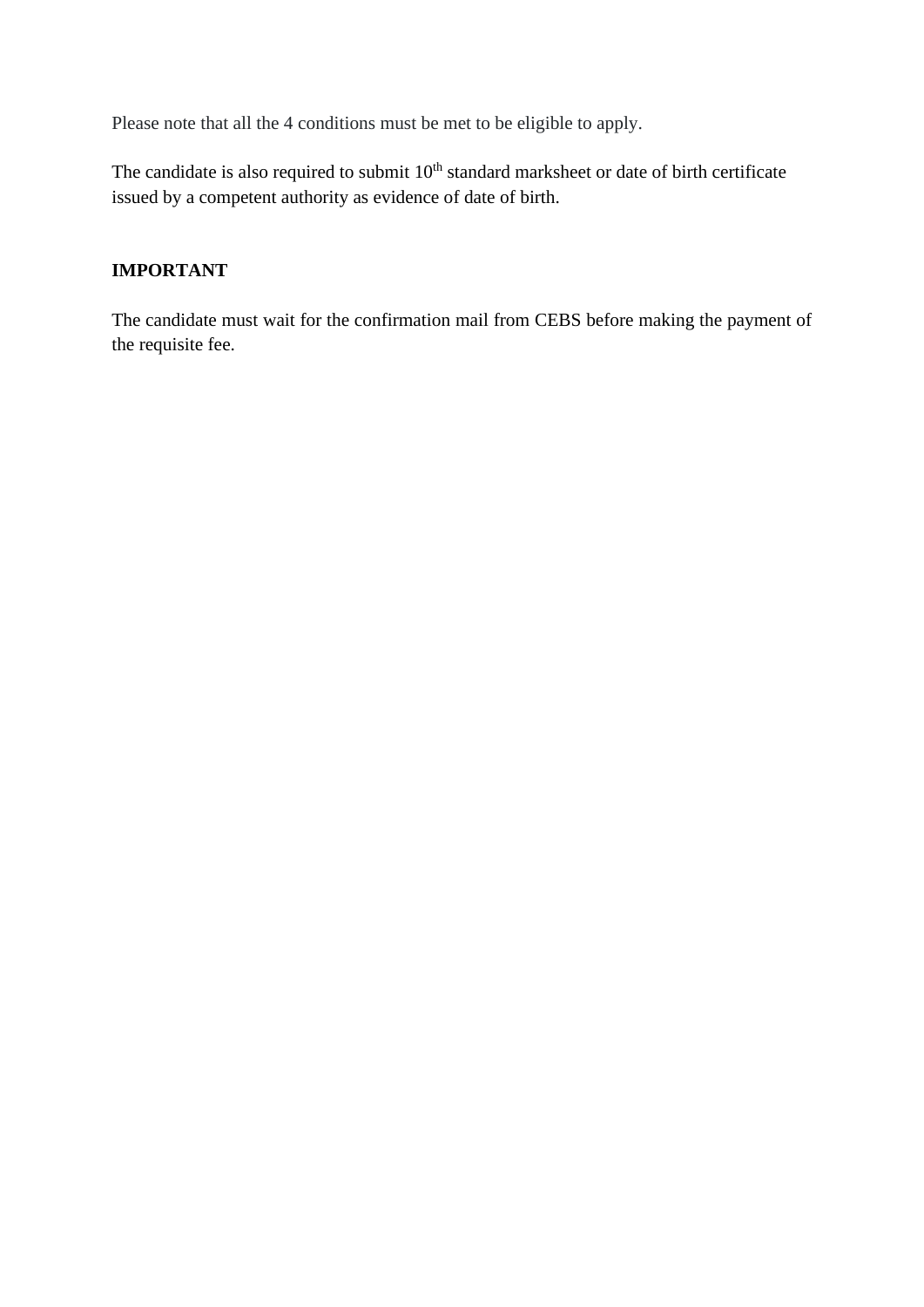Please note that all the 4 conditions must be met to be eligible to apply.

The candidate is also required to submit $10^{th}$ standard marksheet or date of birth certificate issued by a competent authority as evidence of date of birth.

**IMPORTANT**

The candidate must wait for the confirmation mail from CEBS before making the payment of the requisite fee.